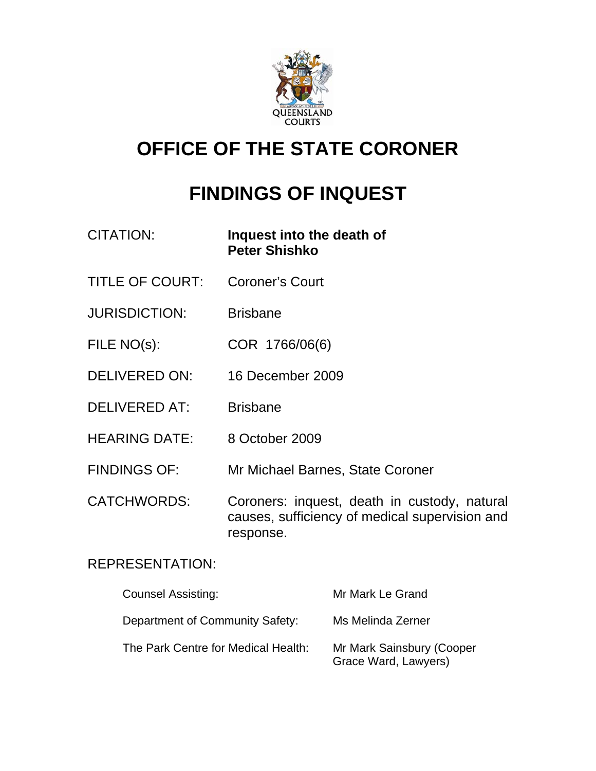# OFFICE OF THE STATE CORONER

# FINDINGS OF INQUEST

| | |
|---|---|
| CITATION: | **Inquest into the death of Peter Shishko** |
| TITLE OF COURT: | Coroner's Court |
| JURISDICTION: | Brisbane |
| FILE NO(s): | COR 1766/06(6) |
| DELIVERED ON: | 16 December 2009 |
| DELIVERED AT: | Brisbane |
| HEARING DATE: | 8 October 2009 |
| FINDINGS OF: | Mr Michael Barnes, State Coroner |
| CATCHWORDS: | Coroners: inquest, death in custody, natural causes, sufficiency of medical supervision and response. |

REPRESENTATION:

| | |
|---|---|
| Counsel Assisting: | Mr Mark Le Grand |
| Department of Community Safety: | Ms Melinda Zerner |
| The Park Centre for Medical Health: | Mr Mark Sainsbury (Cooper Grace Ward, Lawyers) |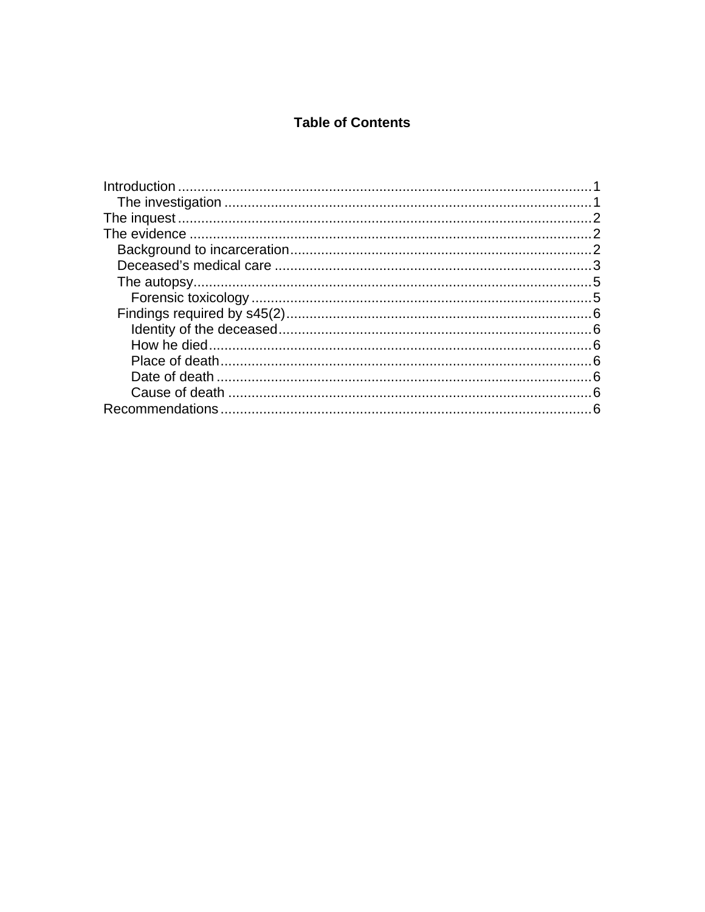**Table of Contents**

- Introduction ........................................................................................................1
  - The investigation ............................................................................................1
- The inquest ..........................................................................................................2
- The evidence .......................................................................................................2
  - Background to incarceration...........................................................................2
  - Deceased’s medical care ................................................................................3
  - The autopsy.....................................................................................................5
    - Forensic toxicology .....................................................................................5
  - Findings required by s45(2).............................................................................6
    - Identity of the deceased...............................................................................6
    - How he died.................................................................................................6
    - Place of death...............................................................................................6
    - Date of death ...............................................................................................6
    - Cause of death ............................................................................................6
- Recommendations...............................................................................................6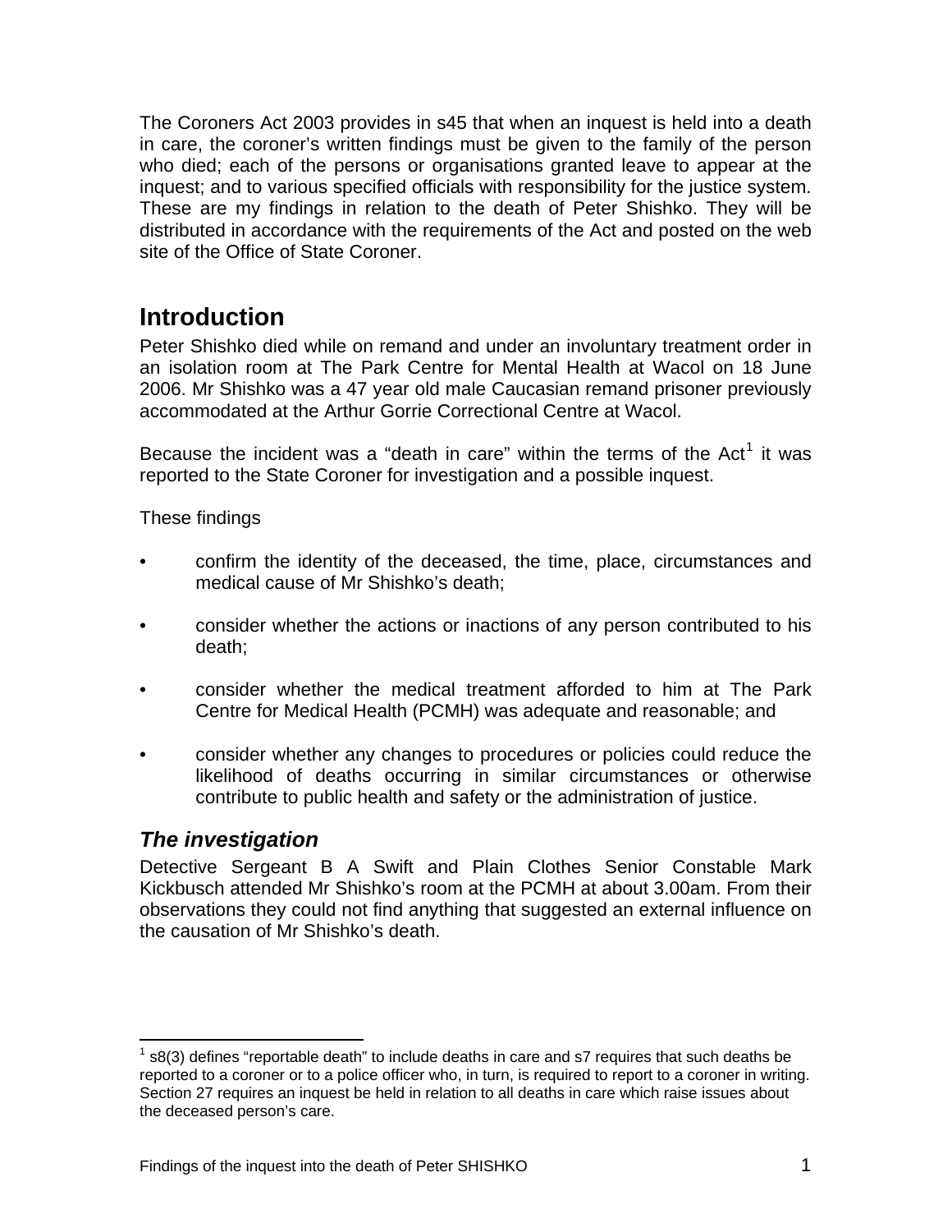The Coroners Act 2003 provides in s45 that when an inquest is held into a death in care, the coroner's written findings must be given to the family of the person who died; each of the persons or organisations granted leave to appear at the inquest; and to various specified officials with responsibility for the justice system. These are my findings in relation to the death of Peter Shishko. They will be distributed in accordance with the requirements of the Act and posted on the web site of the Office of State Coroner.

## Introduction

Peter Shishko died while on remand and under an involuntary treatment order in an isolation room at The Park Centre for Mental Health at Wacol on 18 June 2006. Mr Shishko was a 47 year old male Caucasian remand prisoner previously accommodated at the Arthur Gorrie Correctional Centre at Wacol.

Because the incident was a "death in care" within the terms of the Act[1] it was reported to the State Coroner for investigation and a possible inquest.

These findings

- confirm the identity of the deceased, the time, place, circumstances and medical cause of Mr Shishko's death;
- consider whether the actions or inactions of any person contributed to his death;
- consider whether the medical treatment afforded to him at The Park Centre for Medical Health (PCMH) was adequate and reasonable; and
- consider whether any changes to procedures or policies could reduce the likelihood of deaths occurring in similar circumstances or otherwise contribute to public health and safety or the administration of justice.

### *The investigation*

Detective Sergeant B A Swift and Plain Clothes Senior Constable Mark Kickbusch attended Mr Shishko's room at the PCMH at about 3.00am. From their observations they could not find anything that suggested an external influence on the causation of Mr Shishko's death.

---

[1] s8(3) defines "reportable death" to include deaths in care and s7 requires that such deaths be reported to a coroner or to a police officer who, in turn, is required to report to a coroner in writing. Section 27 requires an inquest be held in relation to all deaths in care which raise issues about the deceased person's care.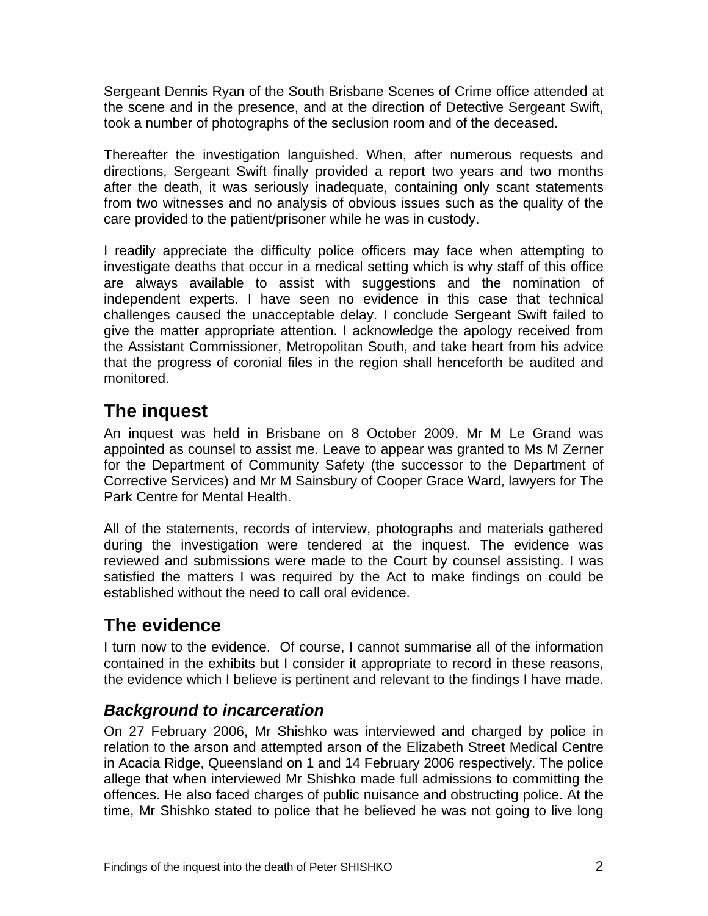Sergeant Dennis Ryan of the South Brisbane Scenes of Crime office attended at the scene and in the presence, and at the direction of Detective Sergeant Swift, took a number of photographs of the seclusion room and of the deceased.

Thereafter the investigation languished. When, after numerous requests and directions, Sergeant Swift finally provided a report two years and two months after the death, it was seriously inadequate, containing only scant statements from two witnesses and no analysis of obvious issues such as the quality of the care provided to the patient/prisoner while he was in custody.

I readily appreciate the difficulty police officers may face when attempting to investigate deaths that occur in a medical setting which is why staff of this office are always available to assist with suggestions and the nomination of independent experts. I have seen no evidence in this case that technical challenges caused the unacceptable delay. I conclude Sergeant Swift failed to give the matter appropriate attention. I acknowledge the apology received from the Assistant Commissioner, Metropolitan South, and take heart from his advice that the progress of coronial files in the region shall henceforth be audited and monitored.

## The inquest

An inquest was held in Brisbane on 8 October 2009. Mr M Le Grand was appointed as counsel to assist me. Leave to appear was granted to Ms M Zerner for the Department of Community Safety (the successor to the Department of Corrective Services) and Mr M Sainsbury of Cooper Grace Ward, lawyers for The Park Centre for Mental Health.

All of the statements, records of interview, photographs and materials gathered during the investigation were tendered at the inquest. The evidence was reviewed and submissions were made to the Court by counsel assisting. I was satisfied the matters I was required by the Act to make findings on could be established without the need to call oral evidence.

## The evidence

I turn now to the evidence. Of course, I cannot summarise all of the information contained in the exhibits but I consider it appropriate to record in these reasons, the evidence which I believe is pertinent and relevant to the findings I have made.

### *Background to incarceration*

On 27 February 2006, Mr Shishko was interviewed and charged by police in relation to the arson and attempted arson of the Elizabeth Street Medical Centre in Acacia Ridge, Queensland on 1 and 14 February 2006 respectively. The police allege that when interviewed Mr Shishko made full admissions to committing the offences. He also faced charges of public nuisance and obstructing police. At the time, Mr Shishko stated to police that he believed he was not going to live long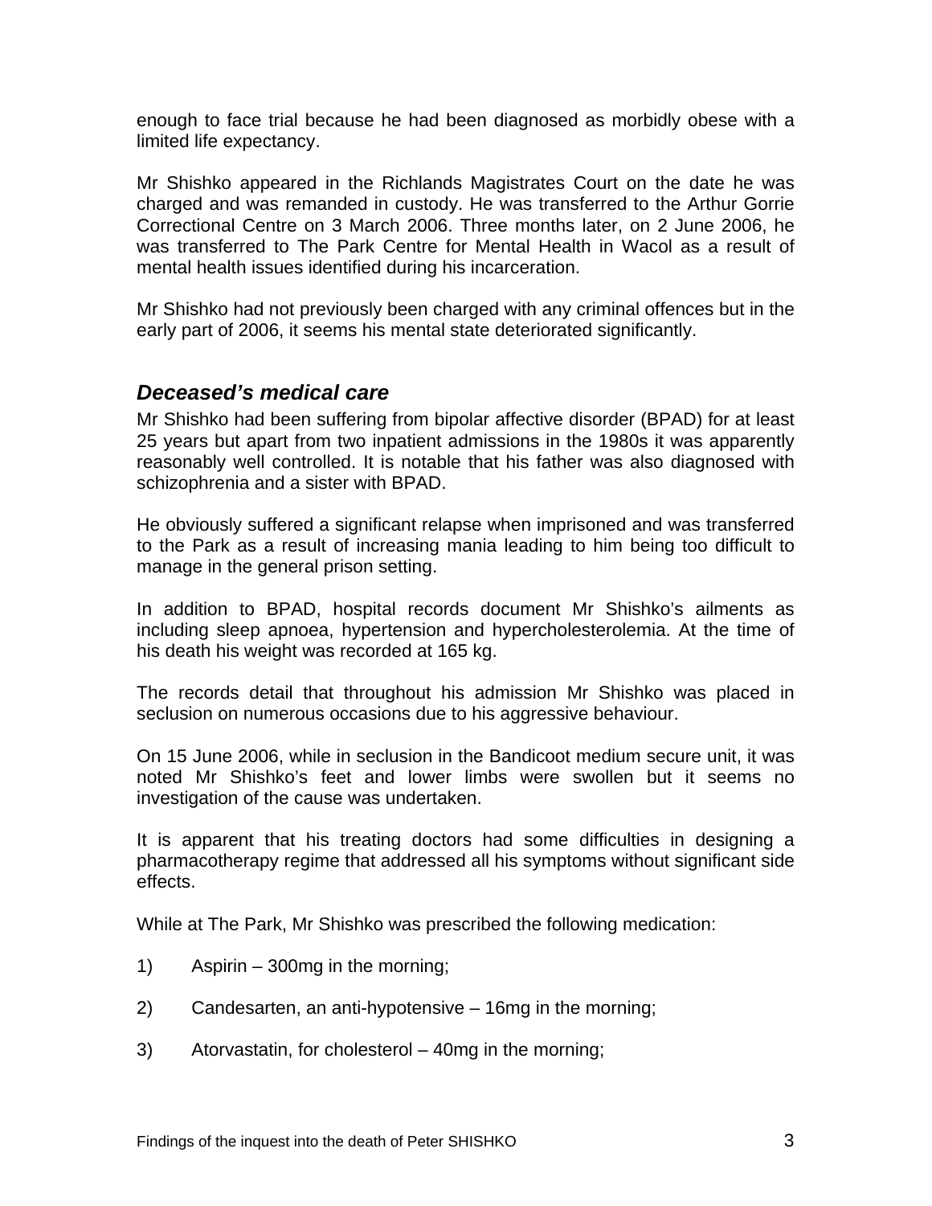enough to face trial because he had been diagnosed as morbidly obese with a limited life expectancy.

Mr Shishko appeared in the Richlands Magistrates Court on the date he was charged and was remanded in custody. He was transferred to the Arthur Gorrie Correctional Centre on 3 March 2006. Three months later, on 2 June 2006, he was transferred to The Park Centre for Mental Health in Wacol as a result of mental health issues identified during his incarceration.

Mr Shishko had not previously been charged with any criminal offences but in the early part of 2006, it seems his mental state deteriorated significantly.

### *Deceased's medical care*

Mr Shishko had been suffering from bipolar affective disorder (BPAD) for at least 25 years but apart from two inpatient admissions in the 1980s it was apparently reasonably well controlled. It is notable that his father was also diagnosed with schizophrenia and a sister with BPAD.

He obviously suffered a significant relapse when imprisoned and was transferred to the Park as a result of increasing mania leading to him being too difficult to manage in the general prison setting.

In addition to BPAD, hospital records document Mr Shishko's ailments as including sleep apnoea, hypertension and hypercholesterolemia. At the time of his death his weight was recorded at 165 kg.

The records detail that throughout his admission Mr Shishko was placed in seclusion on numerous occasions due to his aggressive behaviour.

On 15 June 2006, while in seclusion in the Bandicoot medium secure unit, it was noted Mr Shishko's feet and lower limbs were swollen but it seems no investigation of the cause was undertaken.

It is apparent that his treating doctors had some difficulties in designing a pharmacotherapy regime that addressed all his symptoms without significant side effects.

While at The Park, Mr Shishko was prescribed the following medication:

1) Aspirin – 300mg in the morning;

2) Candesarten, an anti-hypotensive – 16mg in the morning;

3) Atorvastatin, for cholesterol – 40mg in the morning;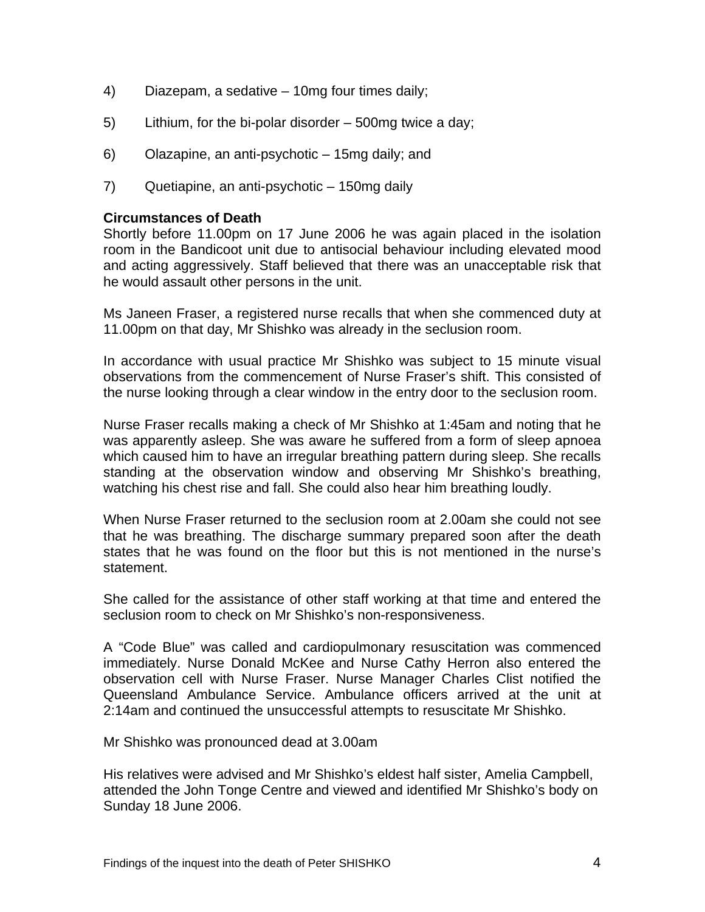4) Diazepam, a sedative – 10mg four times daily;

5) Lithium, for the bi-polar disorder – 500mg twice a day;

6) Olazapine, an anti-psychotic – 15mg daily; and

7) Quetiapine, an anti-psychotic – 150mg daily

**Circumstances of Death**

Shortly before 11.00pm on 17 June 2006 he was again placed in the isolation room in the Bandicoot unit due to antisocial behaviour including elevated mood and acting aggressively. Staff believed that there was an unacceptable risk that he would assault other persons in the unit.

Ms Janeen Fraser, a registered nurse recalls that when she commenced duty at 11.00pm on that day, Mr Shishko was already in the seclusion room.

In accordance with usual practice Mr Shishko was subject to 15 minute visual observations from the commencement of Nurse Fraser's shift. This consisted of the nurse looking through a clear window in the entry door to the seclusion room.

Nurse Fraser recalls making a check of Mr Shishko at 1:45am and noting that he was apparently asleep. She was aware he suffered from a form of sleep apnoea which caused him to have an irregular breathing pattern during sleep. She recalls standing at the observation window and observing Mr Shishko's breathing, watching his chest rise and fall. She could also hear him breathing loudly.

When Nurse Fraser returned to the seclusion room at 2.00am she could not see that he was breathing. The discharge summary prepared soon after the death states that he was found on the floor but this is not mentioned in the nurse's statement.

She called for the assistance of other staff working at that time and entered the seclusion room to check on Mr Shishko's non-responsiveness.

A "Code Blue" was called and cardiopulmonary resuscitation was commenced immediately. Nurse Donald McKee and Nurse Cathy Herron also entered the observation cell with Nurse Fraser. Nurse Manager Charles Clist notified the Queensland Ambulance Service. Ambulance officers arrived at the unit at 2:14am and continued the unsuccessful attempts to resuscitate Mr Shishko.

Mr Shishko was pronounced dead at 3.00am

His relatives were advised and Mr Shishko's eldest half sister, Amelia Campbell, attended the John Tonge Centre and viewed and identified Mr Shishko's body on Sunday 18 June 2006.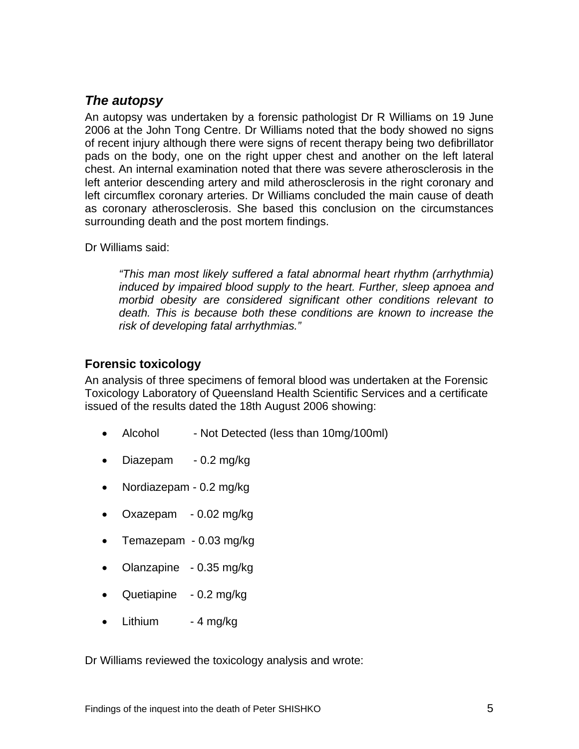### *The autopsy*

An autopsy was undertaken by a forensic pathologist Dr R Williams on 19 June 2006 at the John Tong Centre. Dr Williams noted that the body showed no signs of recent injury although there were signs of recent therapy being two defibrillator pads on the body, one on the right upper chest and another on the left lateral chest. An internal examination noted that there was severe atherosclerosis in the left anterior descending artery and mild atherosclerosis in the right coronary and left circumflex coronary arteries. Dr Williams concluded the main cause of death as coronary atherosclerosis. She based this conclusion on the circumstances surrounding death and the post mortem findings.

Dr Williams said:

> *"This man most likely suffered a fatal abnormal heart rhythm (arrhythmia) induced by impaired blood supply to the heart. Further, sleep apnoea and morbid obesity are considered significant other conditions relevant to death. This is because both these conditions are known to increase the risk of developing fatal arrhythmias."*

### Forensic toxicology

An analysis of three specimens of femoral blood was undertaken at the Forensic Toxicology Laboratory of Queensland Health Scientific Services and a certificate issued of the results dated the 18th August 2006 showing:

- Alcohol - Not Detected (less than 10mg/100ml)
- Diazepam - 0.2 mg/kg
- Nordiazepam - 0.2 mg/kg
- Oxazepam - 0.02 mg/kg
- Temazepam - 0.03 mg/kg
- Olanzapine - 0.35 mg/kg
- Quetiapine - 0.2 mg/kg
- Lithium - 4 mg/kg

Dr Williams reviewed the toxicology analysis and wrote: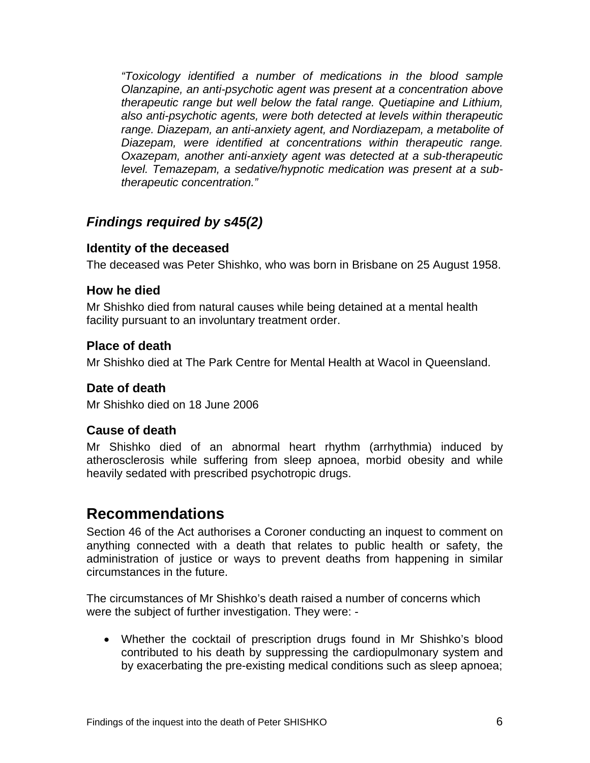*"Toxicology identified a number of medications in the blood sample Olanzapine, an anti-psychotic agent was present at a concentration above therapeutic range but well below the fatal range. Quetiapine and Lithium, also anti-psychotic agents, were both detected at levels within therapeutic range. Diazepam, an anti-anxiety agent, and Nordiazepam, a metabolite of Diazepam, were identified at concentrations within therapeutic range. Oxazepam, another anti-anxiety agent was detected at a sub-therapeutic level. Temazepam, a sedative/hypnotic medication was present at a sub-therapeutic concentration."*

## *Findings required by s45(2)*

### Identity of the deceased

The deceased was Peter Shishko, who was born in Brisbane on 25 August 1958.

### How he died

Mr Shishko died from natural causes while being detained at a mental health facility pursuant to an involuntary treatment order.

### Place of death

Mr Shishko died at The Park Centre for Mental Health at Wacol in Queensland.

### Date of death

Mr Shishko died on 18 June 2006

### Cause of death

Mr Shishko died of an abnormal heart rhythm (arrhythmia) induced by atherosclerosis while suffering from sleep apnoea, morbid obesity and while heavily sedated with prescribed psychotropic drugs.

# Recommendations

Section 46 of the Act authorises a Coroner conducting an inquest to comment on anything connected with a death that relates to public health or safety, the administration of justice or ways to prevent deaths from happening in similar circumstances in the future.

The circumstances of Mr Shishko's death raised a number of concerns which were the subject of further investigation. They were: -

- Whether the cocktail of prescription drugs found in Mr Shishko's blood contributed to his death by suppressing the cardiopulmonary system and by exacerbating the pre-existing medical conditions such as sleep apnoea;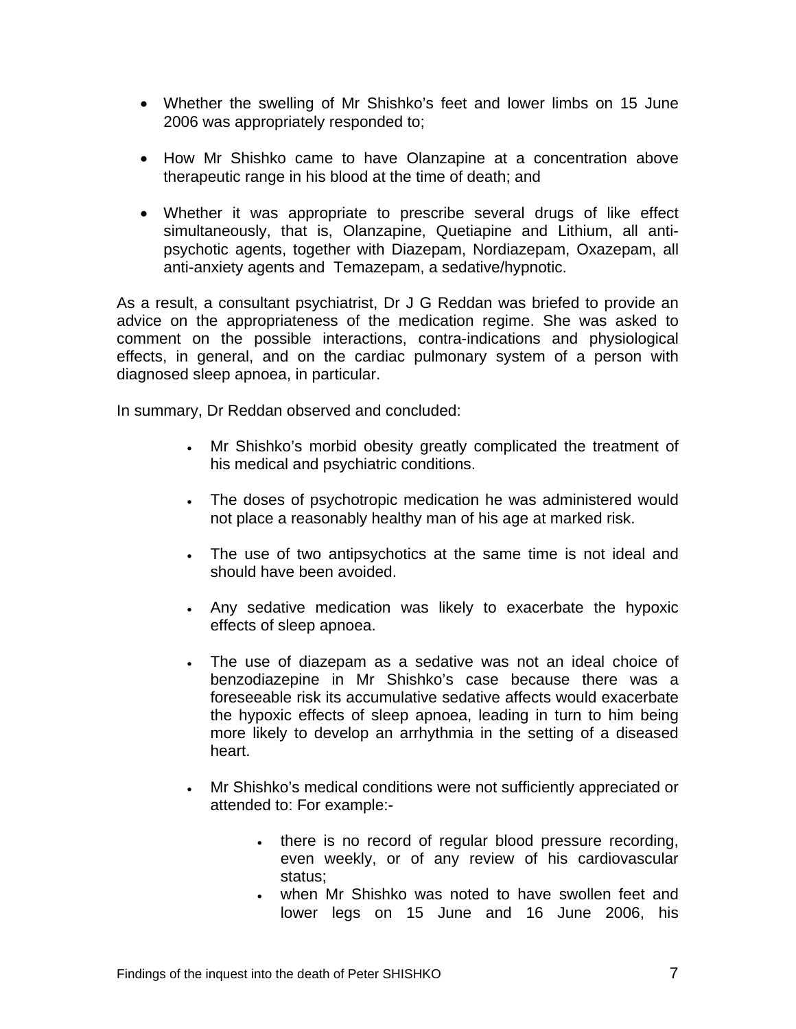- Whether the swelling of Mr Shishko's feet and lower limbs on 15 June 2006 was appropriately responded to;

- How Mr Shishko came to have Olanzapine at a concentration above therapeutic range in his blood at the time of death; and

- Whether it was appropriate to prescribe several drugs of like effect simultaneously, that is, Olanzapine, Quetiapine and Lithium, all anti-psychotic agents, together with Diazepam, Nordiazepam, Oxazepam, all anti-anxiety agents and Temazepam, a sedative/hypnotic.

As a result, a consultant psychiatrist, Dr J G Reddan was briefed to provide an advice on the appropriateness of the medication regime. She was asked to comment on the possible interactions, contra-indications and physiological effects, in general, and on the cardiac pulmonary system of a person with diagnosed sleep apnoea, in particular.

In summary, Dr Reddan observed and concluded:

- Mr Shishko's morbid obesity greatly complicated the treatment of his medical and psychiatric conditions.

- The doses of psychotropic medication he was administered would not place a reasonably healthy man of his age at marked risk.

- The use of two antipsychotics at the same time is not ideal and should have been avoided.

- Any sedative medication was likely to exacerbate the hypoxic effects of sleep apnoea.

- The use of diazepam as a sedative was not an ideal choice of benzodiazepine in Mr Shishko's case because there was a foreseeable risk its accumulative sedative affects would exacerbate the hypoxic effects of sleep apnoea, leading in turn to him being more likely to develop an arrhythmia in the setting of a diseased heart.

- Mr Shishko's medical conditions were not sufficiently appreciated or attended to: For example:-

  - there is no record of regular blood pressure recording, even weekly, or of any review of his cardiovascular status;
  - when Mr Shishko was noted to have swollen feet and lower legs on 15 June and 16 June 2006, his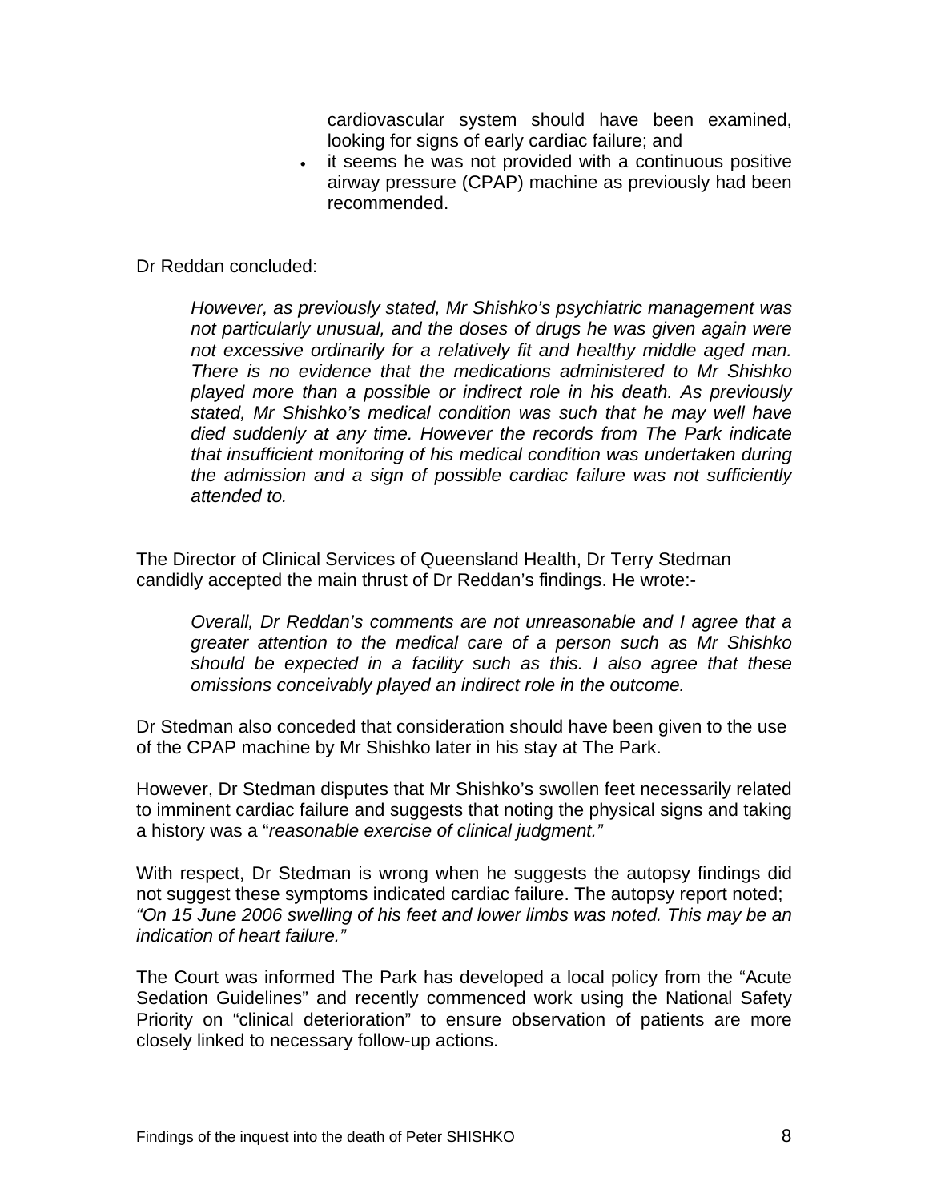cardiovascular system should have been examined, looking for signs of early cardiac failure; and

- it seems he was not provided with a continuous positive airway pressure (CPAP) machine as previously had been recommended.

Dr Reddan concluded:

> *However, as previously stated, Mr Shishko's psychiatric management was not particularly unusual, and the doses of drugs he was given again were not excessive ordinarily for a relatively fit and healthy middle aged man. There is no evidence that the medications administered to Mr Shishko played more than a possible or indirect role in his death. As previously stated, Mr Shishko's medical condition was such that he may well have died suddenly at any time. However the records from The Park indicate that insufficient monitoring of his medical condition was undertaken during the admission and a sign of possible cardiac failure was not sufficiently attended to.*

The Director of Clinical Services of Queensland Health, Dr Terry Stedman candidly accepted the main thrust of Dr Reddan's findings. He wrote:-

> *Overall, Dr Reddan's comments are not unreasonable and I agree that a greater attention to the medical care of a person such as Mr Shishko should be expected in a facility such as this. I also agree that these omissions conceivably played an indirect role in the outcome.*

Dr Stedman also conceded that consideration should have been given to the use of the CPAP machine by Mr Shishko later in his stay at The Park.

However, Dr Stedman disputes that Mr Shishko's swollen feet necessarily related to imminent cardiac failure and suggests that noting the physical signs and taking a history was a "*reasonable exercise of clinical judgment."*

With respect, Dr Stedman is wrong when he suggests the autopsy findings did not suggest these symptoms indicated cardiac failure. The autopsy report noted; *"On 15 June 2006 swelling of his feet and lower limbs was noted. This may be an indication of heart failure."*

The Court was informed The Park has developed a local policy from the "Acute Sedation Guidelines" and recently commenced work using the National Safety Priority on "clinical deterioration" to ensure observation of patients are more closely linked to necessary follow-up actions.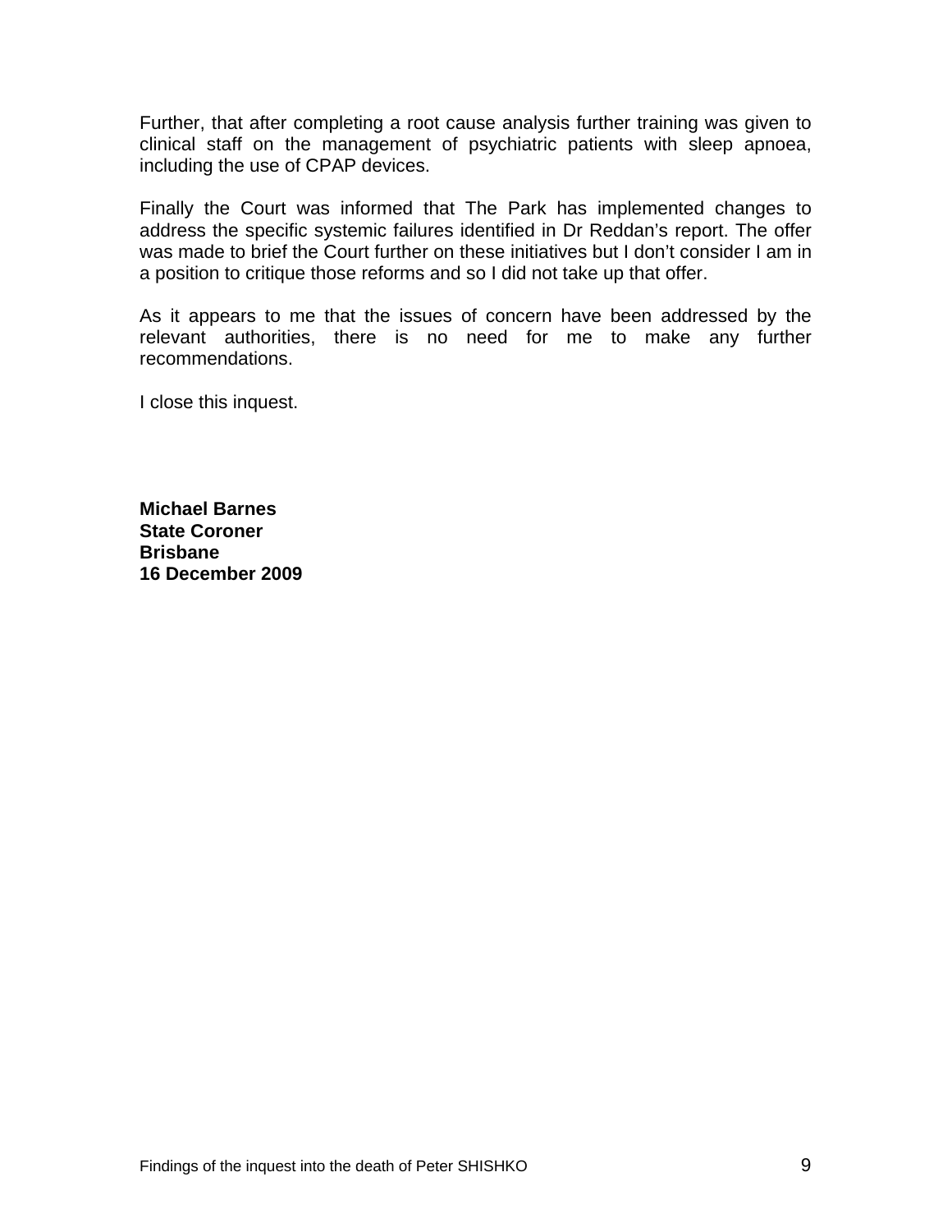Further, that after completing a root cause analysis further training was given to clinical staff on the management of psychiatric patients with sleep apnoea, including the use of CPAP devices.

Finally the Court was informed that The Park has implemented changes to address the specific systemic failures identified in Dr Reddan's report. The offer was made to brief the Court further on these initiatives but I don't consider I am in a position to critique those reforms and so I did not take up that offer.

As it appears to me that the issues of concern have been addressed by the relevant authorities, there is no need for me to make any further recommendations.

I close this inquest.

**Michael Barnes**
**State Coroner**
**Brisbane**
**16 December 2009**